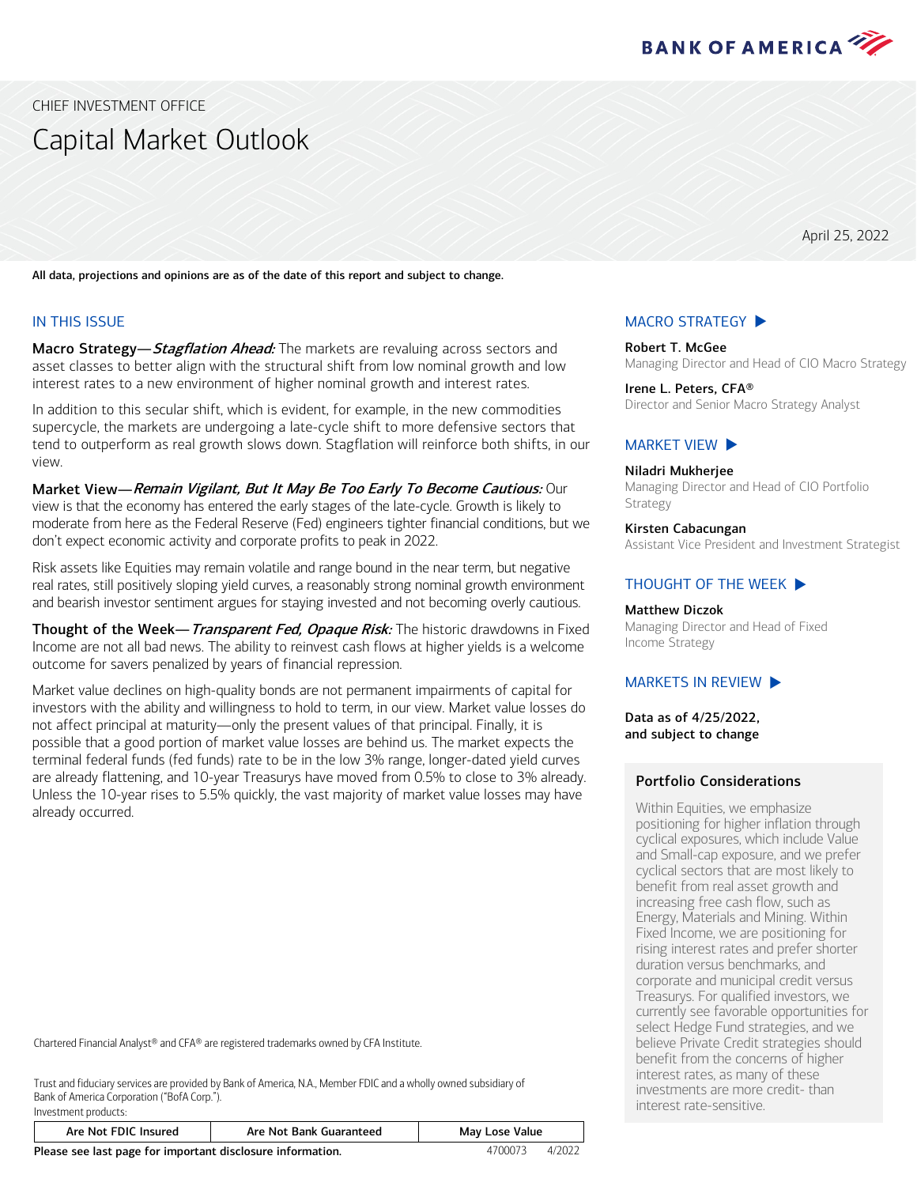CHIEF INVESTMENT OFFICE

# Capital Market Outlook

April 25, 2022

**All data, projections and opinions are as of the date of this report and subject to change.**

## IN THIS ISSUE

**Macro Strategy—*Stagflation Ahead:*** The markets are revaluing across sectors and asset classes to better align with the structural shift from low nominal growth and low interest rates to a new environment of higher nominal growth and interest rates.

In addition to this secular shift, which is evident, for example, in the new commodities supercycle, the markets are undergoing a late-cycle shift to more defensive sectors that tend to outperform as real growth slows down. Stagflation will reinforce both shifts, in our view.

**Market View—*Remain Vigilant, But It May Be Too Early To Become Cautious:*** Our view is that the economy has entered the early stages of the late-cycle. Growth is likely to moderate from here as the Federal Reserve (Fed) engineers tighter financial conditions, but we don't expect economic activity and corporate profits to peak in 2022.

Risk assets like Equities may remain volatile and range bound in the near term, but negative real rates, still positively sloping yield curves, a reasonably strong nominal growth environment and bearish investor sentiment argues for staying invested and not becoming overly cautious.

**Thought of the Week—*Transparent Fed, Opaque Risk:*** The historic drawdowns in Fixed Income are not all bad news. The ability to reinvest cash flows at higher yields is a welcome outcome for savers penalized by years of financial repression.

Market value declines on high-quality bonds are not permanent impairments of capital for investors with the ability and willingness to hold to term, in our view. Market value losses do not affect principal at maturity—only the present values of that principal. Finally, it is possible that a good portion of market value losses are behind us. The market expects the terminal federal funds (fed funds) rate to be in the low 3% range, longer-dated yield curves are already flattening, and 10-year Treasurys have moved from 0.5% to close to 3% already. Unless the 10-year rises to 5.5% quickly, the vast majority of market value losses may have already occurred.

## MACRO STRATEGY ▶

**Robert T. McGee**
Managing Director and Head of CIO Macro Strategy

**Irene L. Peters, CFA®**
Director and Senior Macro Strategy Analyst

## MARKET VIEW ▶

**Niladri Mukherjee**
Managing Director and Head of CIO Portfolio Strategy

**Kirsten Cabacungan**
Assistant Vice President and Investment Strategist

## THOUGHT OF THE WEEK ▶

**Matthew Diczok**
Managing Director and Head of Fixed Income Strategy

## MARKETS IN REVIEW ▶

**Data as of 4/25/2022, and subject to change**

### Portfolio Considerations

Within Equities, we emphasize positioning for higher inflation through cyclical exposures, which include Value and Small-cap exposure, and we prefer cyclical sectors that are most likely to benefit from real asset growth and increasing free cash flow, such as Energy, Materials and Mining. Within Fixed Income, we are positioning for rising interest rates and prefer shorter duration versus benchmarks, and corporate and municipal credit versus Treasurys. For qualified investors, we currently see favorable opportunities for select Hedge Fund strategies, and we believe Private Credit strategies should benefit from the concerns of higher interest rates, as many of these investments are more credit- than interest rate-sensitive.

Chartered Financial Analyst® and CFA® are registered trademarks owned by CFA Institute.

Trust and fiduciary services are provided by Bank of America, N.A., Member FDIC and a wholly owned subsidiary of Bank of America Corporation ("BofA Corp.").
Investment products:

| Are Not FDIC Insured | Are Not Bank Guaranteed | May Lose Value |
|---|---|---|

**Please see last page for important disclosure information.** 4700073 4/2022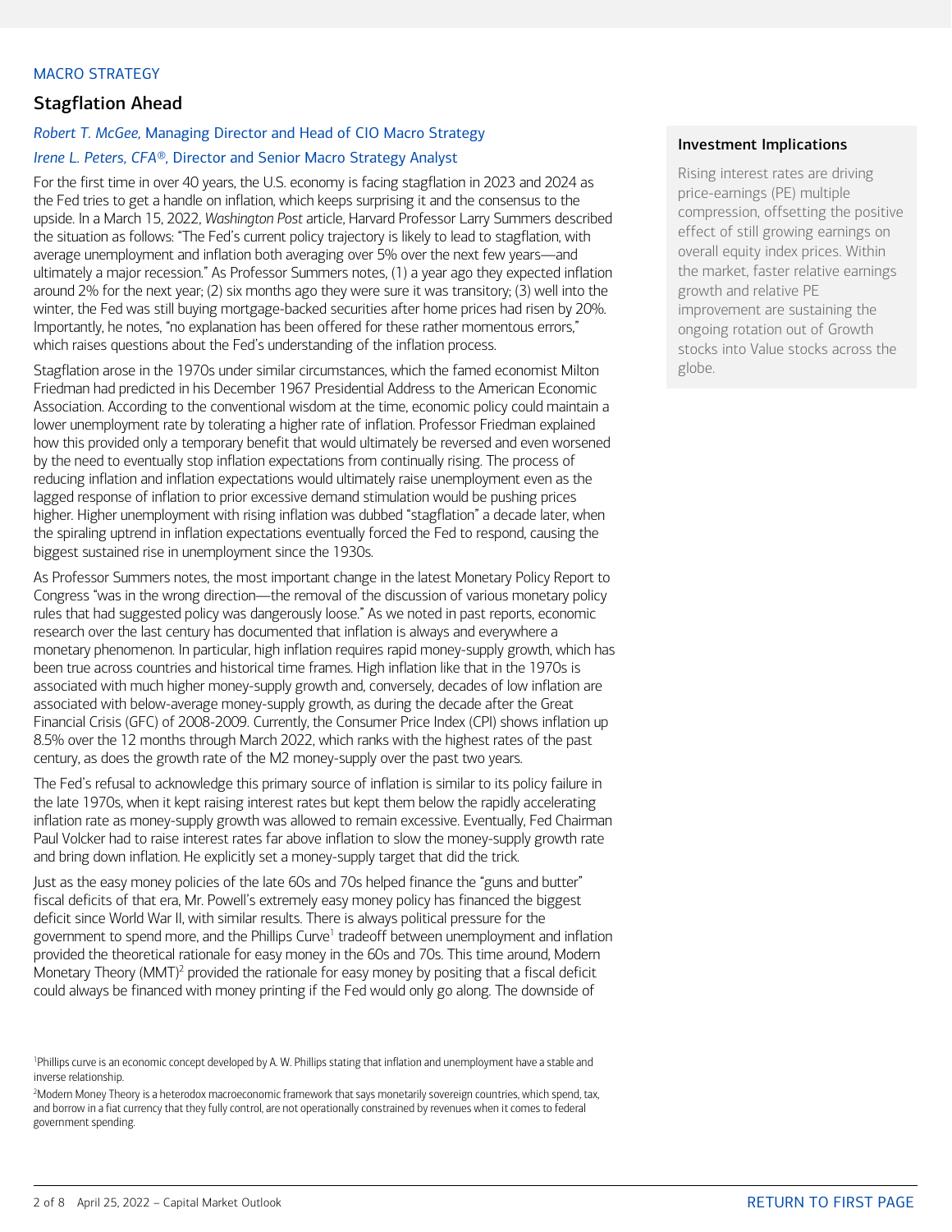MACRO STRATEGY

## Stagflation Ahead

*Robert T. McGee,* Managing Director and Head of CIO Macro Strategy

*Irene L. Peters, CFA®,* Director and Senior Macro Strategy Analyst

For the first time in over 40 years, the U.S. economy is facing stagflation in 2023 and 2024 as the Fed tries to get a handle on inflation, which keeps surprising it and the consensus to the upside. In a March 15, 2022, *Washington Post* article, Harvard Professor Larry Summers described the situation as follows: "The Fed's current policy trajectory is likely to lead to stagflation, with average unemployment and inflation both averaging over 5% over the next few years—and ultimately a major recession." As Professor Summers notes, (1) a year ago they expected inflation around 2% for the next year; (2) six months ago they were sure it was transitory; (3) well into the winter, the Fed was still buying mortgage-backed securities after home prices had risen by 20%. Importantly, he notes, "no explanation has been offered for these rather momentous errors," which raises questions about the Fed's understanding of the inflation process.

Stagflation arose in the 1970s under similar circumstances, which the famed economist Milton Friedman had predicted in his December 1967 Presidential Address to the American Economic Association. According to the conventional wisdom at the time, economic policy could maintain a lower unemployment rate by tolerating a higher rate of inflation. Professor Friedman explained how this provided only a temporary benefit that would ultimately be reversed and even worsened by the need to eventually stop inflation expectations from continually rising. The process of reducing inflation and inflation expectations would ultimately raise unemployment even as the lagged response of inflation to prior excessive demand stimulation would be pushing prices higher. Higher unemployment with rising inflation was dubbed "stagflation" a decade later, when the spiraling uptrend in inflation expectations eventually forced the Fed to respond, causing the biggest sustained rise in unemployment since the 1930s.

As Professor Summers notes, the most important change in the latest Monetary Policy Report to Congress "was in the wrong direction—the removal of the discussion of various monetary policy rules that had suggested policy was dangerously loose." As we noted in past reports, economic research over the last century has documented that inflation is always and everywhere a monetary phenomenon. In particular, high inflation requires rapid money-supply growth, which has been true across countries and historical time frames. High inflation like that in the 1970s is associated with much higher money-supply growth and, conversely, decades of low inflation are associated with below-average money-supply growth, as during the decade after the Great Financial Crisis (GFC) of 2008-2009. Currently, the Consumer Price Index (CPI) shows inflation up 8.5% over the 12 months through March 2022, which ranks with the highest rates of the past century, as does the growth rate of the M2 money-supply over the past two years.

The Fed's refusal to acknowledge this primary source of inflation is similar to its policy failure in the late 1970s, when it kept raising interest rates but kept them below the rapidly accelerating inflation rate as money-supply growth was allowed to remain excessive. Eventually, Fed Chairman Paul Volcker had to raise interest rates far above inflation to slow the money-supply growth rate and bring down inflation. He explicitly set a money-supply target that did the trick.

Just as the easy money policies of the late 60s and 70s helped finance the "guns and butter" fiscal deficits of that era, Mr. Powell's extremely easy money policy has financed the biggest deficit since World War II, with similar results. There is always political pressure for the government to spend more, and the Phillips Curve[1] tradeoff between unemployment and inflation provided the theoretical rationale for easy money in the 60s and 70s. This time around, Modern Monetary Theory (MMT)[2] provided the rationale for easy money by positing that a fiscal deficit could always be financed with money printing if the Fed would only go along. The downside of

[1]Phillips curve is an economic concept developed by A. W. Phillips stating that inflation and unemployment have a stable and inverse relationship.

[2]Modern Money Theory is a heterodox macroeconomic framework that says monetarily sovereign countries, which spend, tax, and borrow in a fiat currency that they fully control, are not operationally constrained by revenues when it comes to federal government spending.

### Investment Implications

Rising interest rates are driving price-earnings (PE) multiple compression, offsetting the positive effect of still growing earnings on overall equity index prices. Within the market, faster relative earnings growth and relative PE improvement are sustaining the ongoing rotation out of Growth stocks into Value stocks across the globe.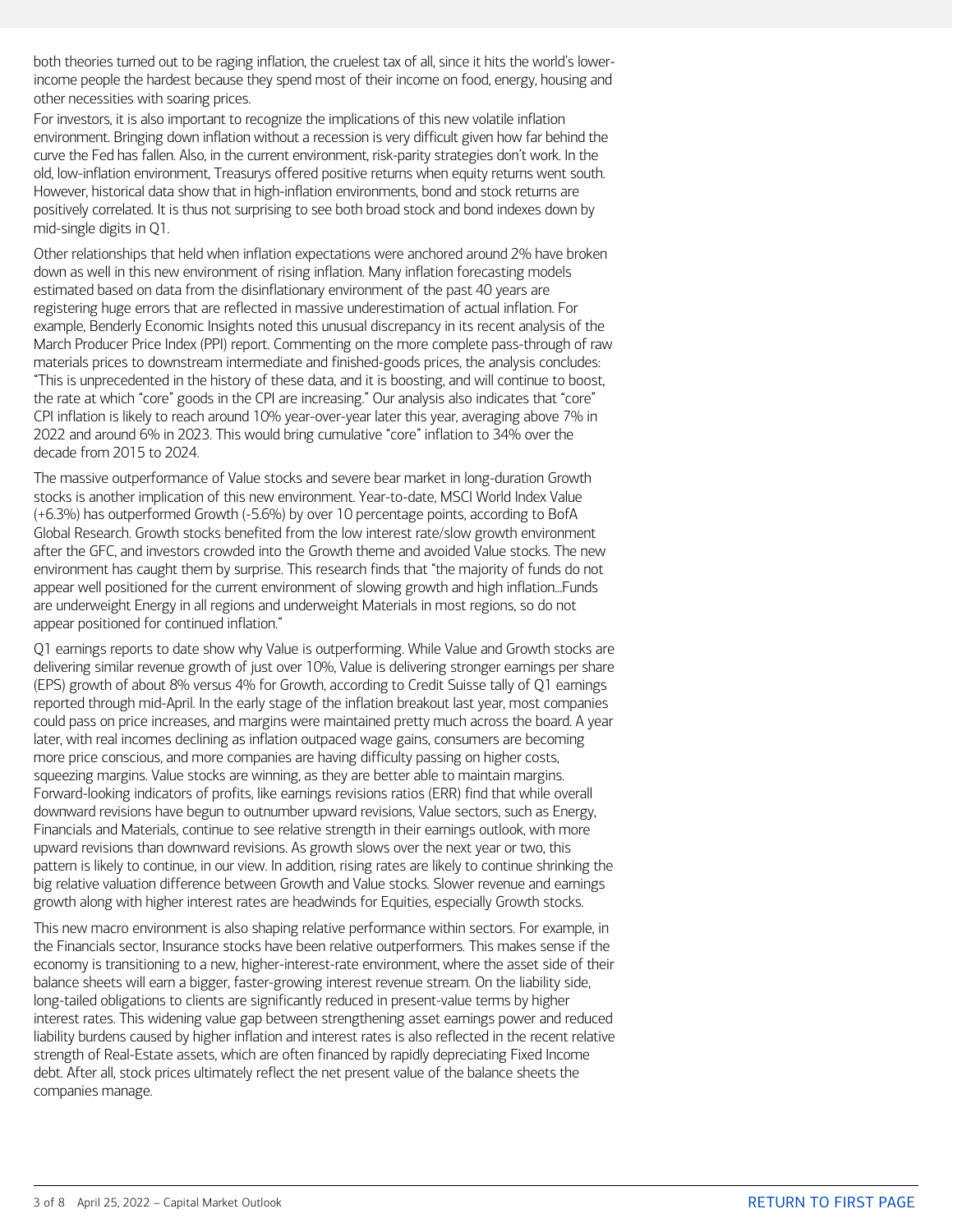both theories turned out to be raging inflation, the cruelest tax of all, since it hits the world's lower-income people the hardest because they spend most of their income on food, energy, housing and other necessities with soaring prices.

For investors, it is also important to recognize the implications of this new volatile inflation environment. Bringing down inflation without a recession is very difficult given how far behind the curve the Fed has fallen. Also, in the current environment, risk-parity strategies don't work. In the old, low-inflation environment, Treasurys offered positive returns when equity returns went south. However, historical data show that in high-inflation environments, bond and stock returns are positively correlated. It is thus not surprising to see both broad stock and bond indexes down by mid-single digits in Q1.

Other relationships that held when inflation expectations were anchored around 2% have broken down as well in this new environment of rising inflation. Many inflation forecasting models estimated based on data from the disinflationary environment of the past 40 years are registering huge errors that are reflected in massive underestimation of actual inflation. For example, Benderly Economic Insights noted this unusual discrepancy in its recent analysis of the March Producer Price Index (PPI) report. Commenting on the more complete pass-through of raw materials prices to downstream intermediate and finished-goods prices, the analysis concludes: "This is unprecedented in the history of these data, and it is boosting, and will continue to boost, the rate at which "core" goods in the CPI are increasing." Our analysis also indicates that "core" CPI inflation is likely to reach around 10% year-over-year later this year, averaging above 7% in 2022 and around 6% in 2023. This would bring cumulative "core" inflation to 34% over the decade from 2015 to 2024.

The massive outperformance of Value stocks and severe bear market in long-duration Growth stocks is another implication of this new environment. Year-to-date, MSCI World Index Value (+6.3%) has outperformed Growth (-5.6%) by over 10 percentage points, according to BofA Global Research. Growth stocks benefited from the low interest rate/slow growth environment after the GFC, and investors crowded into the Growth theme and avoided Value stocks. The new environment has caught them by surprise. This research finds that "the majority of funds do not appear well positioned for the current environment of slowing growth and high inflation…Funds are underweight Energy in all regions and underweight Materials in most regions, so do not appear positioned for continued inflation."

Q1 earnings reports to date show why Value is outperforming. While Value and Growth stocks are delivering similar revenue growth of just over 10%, Value is delivering stronger earnings per share (EPS) growth of about 8% versus 4% for Growth, according to Credit Suisse tally of Q1 earnings reported through mid-April. In the early stage of the inflation breakout last year, most companies could pass on price increases, and margins were maintained pretty much across the board. A year later, with real incomes declining as inflation outpaced wage gains, consumers are becoming more price conscious, and more companies are having difficulty passing on higher costs, squeezing margins. Value stocks are winning, as they are better able to maintain margins. Forward-looking indicators of profits, like earnings revisions ratios (ERR) find that while overall downward revisions have begun to outnumber upward revisions, Value sectors, such as Energy, Financials and Materials, continue to see relative strength in their earnings outlook, with more upward revisions than downward revisions. As growth slows over the next year or two, this pattern is likely to continue, in our view. In addition, rising rates are likely to continue shrinking the big relative valuation difference between Growth and Value stocks. Slower revenue and earnings growth along with higher interest rates are headwinds for Equities, especially Growth stocks.

This new macro environment is also shaping relative performance within sectors. For example, in the Financials sector, Insurance stocks have been relative outperformers. This makes sense if the economy is transitioning to a new, higher-interest-rate environment, where the asset side of their balance sheets will earn a bigger, faster-growing interest revenue stream. On the liability side, long-tailed obligations to clients are significantly reduced in present-value terms by higher interest rates. This widening value gap between strengthening asset earnings power and reduced liability burdens caused by higher inflation and interest rates is also reflected in the recent relative strength of Real-Estate assets, which are often financed by rapidly depreciating Fixed Income debt. After all, stock prices ultimately reflect the net present value of the balance sheets the companies manage.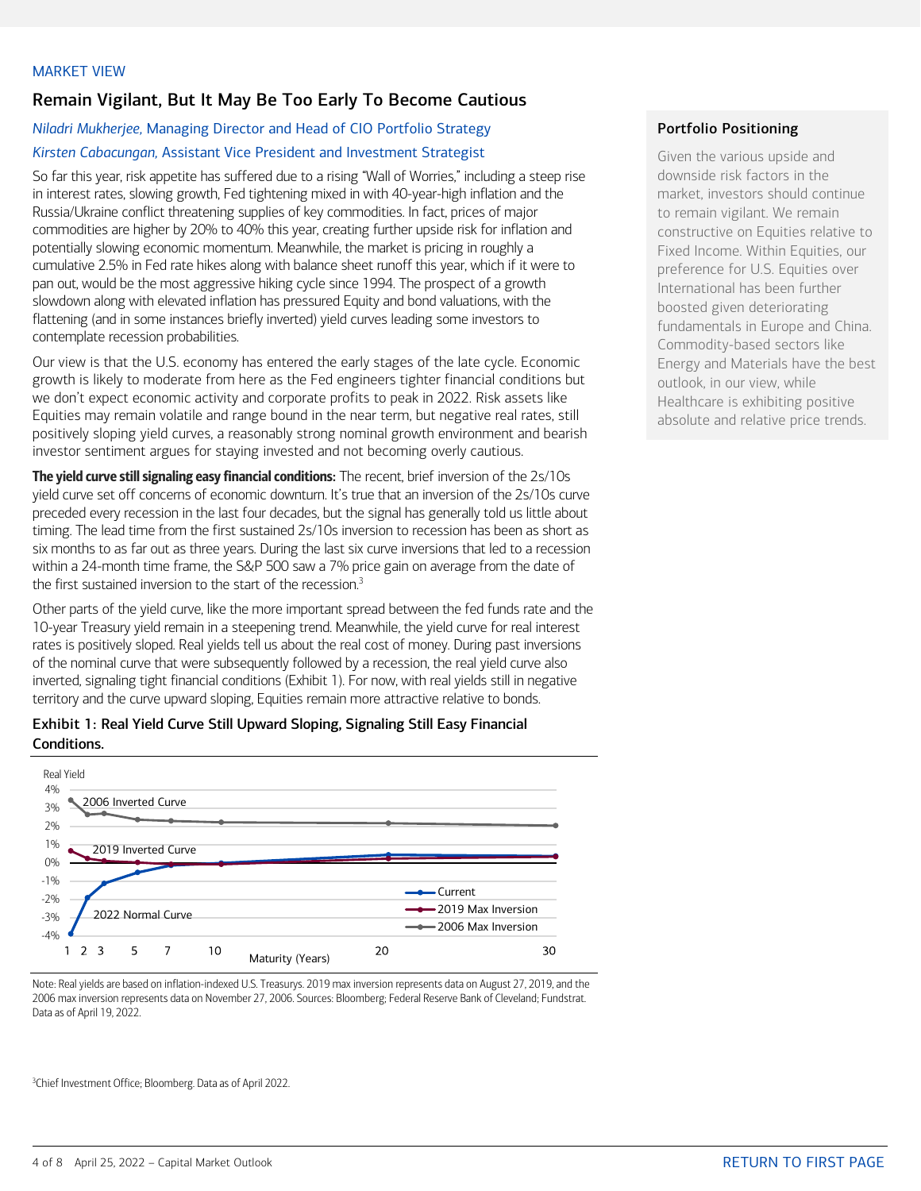MARKET VIEW

## Remain Vigilant, But It May Be Too Early To Become Cautious

*Niladri Mukherjee*, Managing Director and Head of CIO Portfolio Strategy

*Kirsten Cabacungan*, Assistant Vice President and Investment Strategist

So far this year, risk appetite has suffered due to a rising "Wall of Worries," including a steep rise in interest rates, slowing growth, Fed tightening mixed in with 40-year-high inflation and the Russia/Ukraine conflict threatening supplies of key commodities. In fact, prices of major commodities are higher by 20% to 40% this year, creating further upside risk for inflation and potentially slowing economic momentum. Meanwhile, the market is pricing in roughly a cumulative 2.5% in Fed rate hikes along with balance sheet runoff this year, which if it were to pan out, would be the most aggressive hiking cycle since 1994. The prospect of a growth slowdown along with elevated inflation has pressured Equity and bond valuations, with the flattening (and in some instances briefly inverted) yield curves leading some investors to contemplate recession probabilities.

Our view is that the U.S. economy has entered the early stages of the late cycle. Economic growth is likely to moderate from here as the Fed engineers tighter financial conditions but we don't expect economic activity and corporate profits to peak in 2022. Risk assets like Equities may remain volatile and range bound in the near term, but negative real rates, still positively sloping yield curves, a reasonably strong nominal growth environment and bearish investor sentiment argues for staying invested and not becoming overly cautious.

**The yield curve still signaling easy financial conditions:** The recent, brief inversion of the 2s/10s yield curve set off concerns of economic downturn. It's true that an inversion of the 2s/10s curve preceded every recession in the last four decades, but the signal has generally told us little about timing. The lead time from the first sustained 2s/10s inversion to recession has been as short as six months to as far out as three years. During the last six curve inversions that led to a recession within a 24-month time frame, the S&P 500 saw a 7% price gain on average from the date of the first sustained inversion to the start of the recession.[3]

Other parts of the yield curve, like the more important spread between the fed funds rate and the 10-year Treasury yield remain in a steepening trend. Meanwhile, the yield curve for real interest rates is positively sloped. Real yields tell us about the real cost of money. During past inversions of the nominal curve that were subsequently followed by a recession, the real yield curve also inverted, signaling tight financial conditions (Exhibit 1). For now, with real yields still in negative territory and the curve upward sloping, Equities remain more attractive relative to bonds.

**Exhibit 1: Real Yield Curve Still Upward Sloping, Signaling Still Easy Financial Conditions.**

Note: Real yields are based on inflation-indexed U.S. Treasurys. 2019 max inversion represents data on August 27, 2019, and the 2006 max inversion represents data on November 27, 2006. Sources: Bloomberg; Federal Reserve Bank of Cleveland; Fundstrat. Data as of April 19, 2022.

### Portfolio Positioning

Given the various upside and downside risk factors in the market, investors should continue to remain vigilant. We remain constructive on Equities relative to Fixed Income. Within Equities, our preference for U.S. Equities over International has been further boosted given deteriorating fundamentals in Europe and China. Commodity-based sectors like Energy and Materials have the best outlook, in our view, while Healthcare is exhibiting positive absolute and relative price trends.

[3] Chief Investment Office; Bloomberg. Data as of April 2022.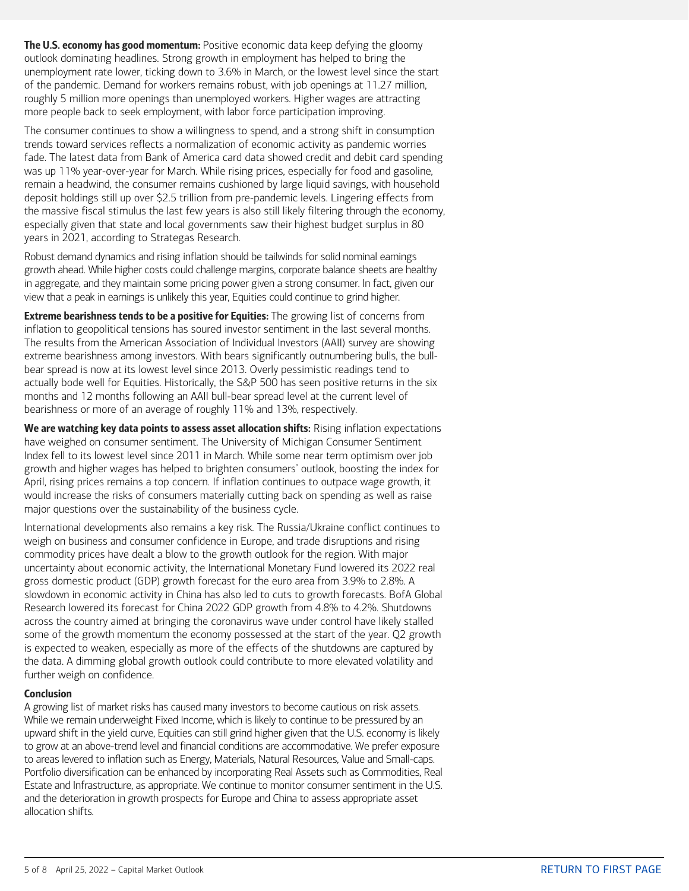**The U.S. economy has good momentum:** Positive economic data keep defying the gloomy outlook dominating headlines. Strong growth in employment has helped to bring the unemployment rate lower, ticking down to 3.6% in March, or the lowest level since the start of the pandemic. Demand for workers remains robust, with job openings at 11.27 million, roughly 5 million more openings than unemployed workers. Higher wages are attracting more people back to seek employment, with labor force participation improving.

The consumer continues to show a willingness to spend, and a strong shift in consumption trends toward services reflects a normalization of economic activity as pandemic worries fade. The latest data from Bank of America card data showed credit and debit card spending was up 11% year-over-year for March. While rising prices, especially for food and gasoline, remain a headwind, the consumer remains cushioned by large liquid savings, with household deposit holdings still up over $2.5 trillion from pre-pandemic levels. Lingering effects from the massive fiscal stimulus the last few years is also still likely filtering through the economy, especially given that state and local governments saw their highest budget surplus in 80 years in 2021, according to Strategas Research.

Robust demand dynamics and rising inflation should be tailwinds for solid nominal earnings growth ahead. While higher costs could challenge margins, corporate balance sheets are healthy in aggregate, and they maintain some pricing power given a strong consumer. In fact, given our view that a peak in earnings is unlikely this year, Equities could continue to grind higher.

**Extreme bearishness tends to be a positive for Equities:** The growing list of concerns from inflation to geopolitical tensions has soured investor sentiment in the last several months. The results from the American Association of Individual Investors (AAII) survey are showing extreme bearishness among investors. With bears significantly outnumbering bulls, the bull-bear spread is now at its lowest level since 2013. Overly pessimistic readings tend to actually bode well for Equities. Historically, the S&P 500 has seen positive returns in the six months and 12 months following an AAII bull-bear spread level at the current level of bearishness or more of an average of roughly 11% and 13%, respectively.

**We are watching key data points to assess asset allocation shifts:** Rising inflation expectations have weighed on consumer sentiment. The University of Michigan Consumer Sentiment Index fell to its lowest level since 2011 in March. While some near term optimism over job growth and higher wages has helped to brighten consumers' outlook, boosting the index for April, rising prices remains a top concern. If inflation continues to outpace wage growth, it would increase the risks of consumers materially cutting back on spending as well as raise major questions over the sustainability of the business cycle.

International developments also remains a key risk. The Russia/Ukraine conflict continues to weigh on business and consumer confidence in Europe, and trade disruptions and rising commodity prices have dealt a blow to the growth outlook for the region. With major uncertainty about economic activity, the International Monetary Fund lowered its 2022 real gross domestic product (GDP) growth forecast for the euro area from 3.9% to 2.8%. A slowdown in economic activity in China has also led to cuts to growth forecasts. BofA Global Research lowered its forecast for China 2022 GDP growth from 4.8% to 4.2%. Shutdowns across the country aimed at bringing the coronavirus wave under control have likely stalled some of the growth momentum the economy possessed at the start of the year. Q2 growth is expected to weaken, especially as more of the effects of the shutdowns are captured by the data. A dimming global growth outlook could contribute to more elevated volatility and further weigh on confidence.

**Conclusion**

A growing list of market risks has caused many investors to become cautious on risk assets. While we remain underweight Fixed Income, which is likely to continue to be pressured by an upward shift in the yield curve, Equities can still grind higher given that the U.S. economy is likely to grow at an above-trend level and financial conditions are accommodative. We prefer exposure to areas levered to inflation such as Energy, Materials, Natural Resources, Value and Small-caps. Portfolio diversification can be enhanced by incorporating Real Assets such as Commodities, Real Estate and Infrastructure, as appropriate. We continue to monitor consumer sentiment in the U.S. and the deterioration in growth prospects for Europe and China to assess appropriate asset allocation shifts.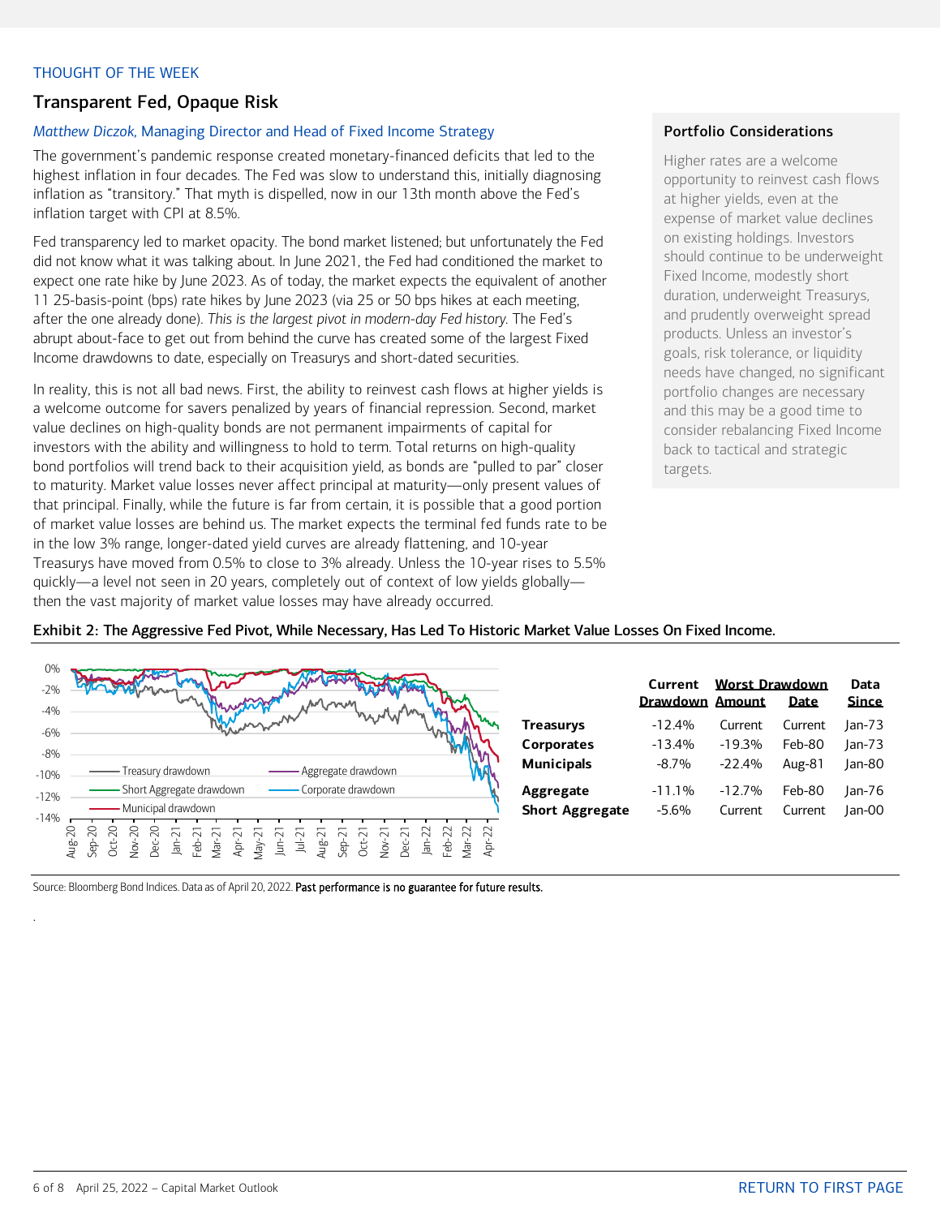THOUGHT OF THE WEEK

## Transparent Fed, Opaque Risk

*Matthew Diczok*, Managing Director and Head of Fixed Income Strategy

The government's pandemic response created monetary-financed deficits that led to the highest inflation in four decades. The Fed was slow to understand this, initially diagnosing inflation as "transitory." That myth is dispelled, now in our 13th month above the Fed's inflation target with CPI at 8.5%.

Fed transparency led to market opacity. The bond market listened; but unfortunately the Fed did not know what it was talking about. In June 2021, the Fed had conditioned the market to expect one rate hike by June 2023. As of today, the market expects the equivalent of another 11 25-basis-point (bps) rate hikes by June 2023 (via 25 or 50 bps hikes at each meeting, after the one already done). *This is the largest pivot in modern-day Fed history.* The Fed's abrupt about-face to get out from behind the curve has created some of the largest Fixed Income drawdowns to date, especially on Treasurys and short-dated securities.

In reality, this is not all bad news. First, the ability to reinvest cash flows at higher yields is a welcome outcome for savers penalized by years of financial repression. Second, market value declines on high-quality bonds are not permanent impairments of capital for investors with the ability and willingness to hold to term. Total returns on high-quality bond portfolios will trend back to their acquisition yield, as bonds are "pulled to par" closer to maturity. Market value losses never affect principal at maturity—only present values of that principal. Finally, while the future is far from certain, it is possible that a good portion of market value losses are behind us. The market expects the terminal fed funds rate to be in the low 3% range, longer-dated yield curves are already flattening, and 10-year Treasurys have moved from 0.5% to close to 3% already. Unless the 10-year rises to 5.5% quickly—a level not seen in 20 years, completely out of context of low yields globally—then the vast majority of market value losses may have already occurred.

### Portfolio Considerations

Higher rates are a welcome opportunity to reinvest cash flows at higher yields, even at the expense of market value declines on existing holdings. Investors should continue to be underweight Fixed Income, modestly short duration, underweight Treasurys, and prudently overweight spread products. Unless an investor's goals, risk tolerance, or liquidity needs have changed, no significant portfolio changes are necessary and this may be a good time to consider rebalancing Fixed Income back to tactical and strategic targets.

**Exhibit 2: The Aggressive Fed Pivot, While Necessary, Has Led To Historic Market Value Losses On Fixed Income.**

| | Current Drawdown | Worst Drawdown Amount | Worst Drawdown Date | Data Since |
|---|---|---|---|---|
| **Treasurys** | -12.4% | Current | Current | Jan-73 |
| **Corporates** | -13.4% | -19.3% | Feb-80 | Jan-73 |
| **Municipals** | -8.7% | -22.4% | Aug-81 | Jan-80 |
| **Aggregate** | -11.1% | -12.7% | Feb-80 | Jan-76 |
| **Short Aggregate** | -5.6% | Current | Current | Jan-00 |

Source: Bloomberg Bond Indices. Data as of April 20, 2022. **Past performance is no guarantee for future results.**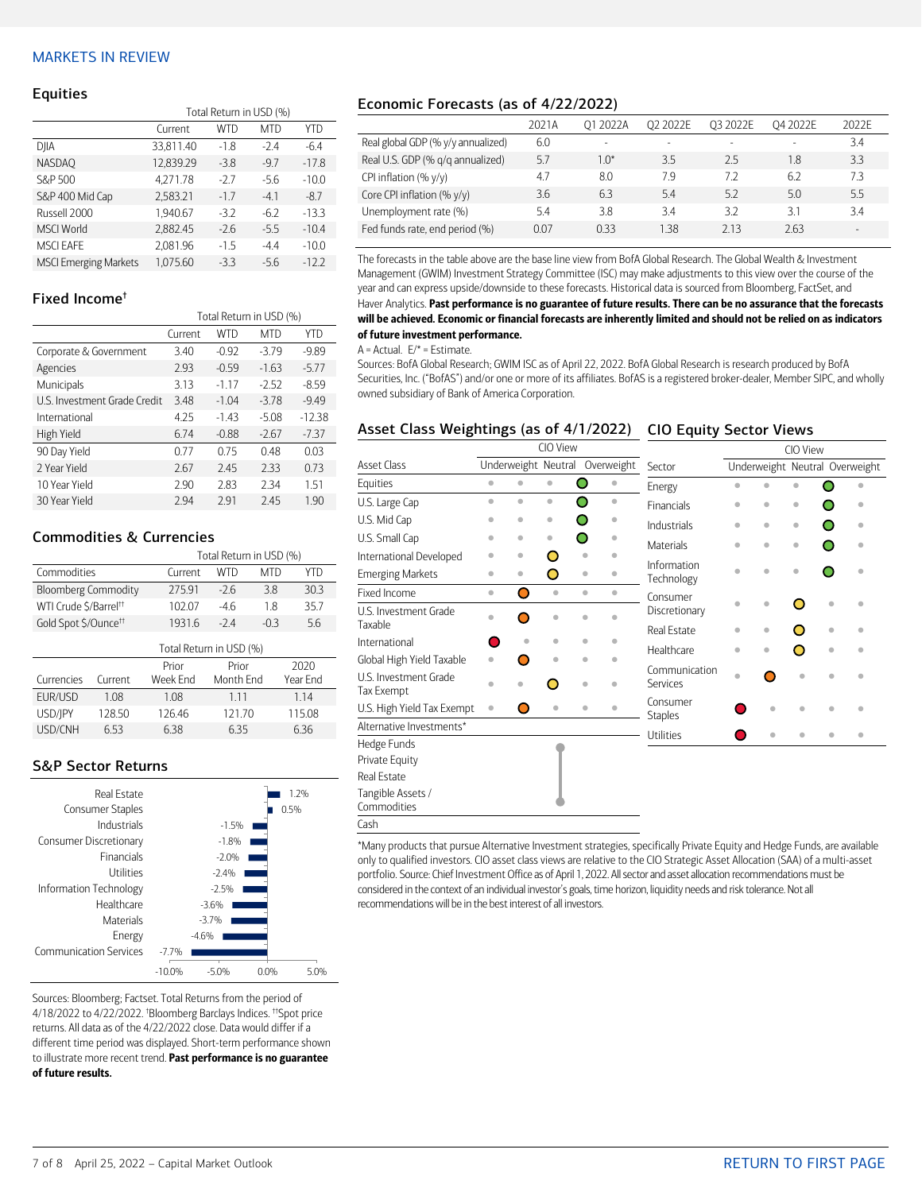# MARKETS IN REVIEW

## Equities

| | Total Return in USD (%) | | | |
|---|---|---|---|---|
| | Current | WTD | MTD | YTD |
| DJIA | 33,811.40 | -1.8 | -2.4 | -6.4 |
| NASDAQ | 12,839.29 | -3.8 | -9.7 | -17.8 |
| S&P 500 | 4,271.78 | -2.7 | -5.6 | -10.0 |
| S&P 400 Mid Cap | 2,583.21 | -1.7 | -4.1 | -8.7 |
| Russell 2000 | 1,940.67 | -3.2 | -6.2 | -13.3 |
| MSCI World | 2,882.45 | -2.6 | -5.5 | -10.4 |
| MSCI EAFE | 2,081.96 | -1.5 | -4.4 | -10.0 |
| MSCI Emerging Markets | 1,075.60 | -3.3 | -5.6 | -12.2 |

## Fixed Income†

| | Total Return in USD (%) | | | |
|---|---|---|---|---|
| | Current | WTD | MTD | YTD |
| Corporate & Government | 3.40 | -0.92 | -3.79 | -9.89 |
| Agencies | 2.93 | -0.59 | -1.63 | -5.77 |
| Municipals | 3.13 | -1.17 | -2.52 | -8.59 |
| U.S. Investment Grade Credit | 3.48 | -1.04 | -3.78 | -9.49 |
| International | 4.25 | -1.43 | -5.08 | -12.38 |
| High Yield | 6.74 | -0.88 | -2.67 | -7.37 |
| 90 Day Yield | 0.77 | 0.75 | 0.48 | 0.03 |
| 2 Year Yield | 2.67 | 2.45 | 2.33 | 0.73 |
| 10 Year Yield | 2.90 | 2.83 | 2.34 | 1.51 |
| 30 Year Yield | 2.94 | 2.91 | 2.45 | 1.90 |

## Commodities & Currencies

| | Total Return in USD (%) | | | |
|---|---|---|---|---|
| Commodities | Current | WTD | MTD | YTD |
| Bloomberg Commodity | 275.91 | -2.6 | 3.8 | 30.3 |
| WTI Crude $/Barrel†† | 102.07 | -4.6 | 1.8 | 35.7 |
| Gold Spot $/Ounce†† | 1931.6 | -2.4 | -0.3 | 5.6 |

| | Total Return in USD (%) | | | |
|---|---|---|---|---|
| Currencies | Current | Prior Week End | Prior Month End | 2020 Year End |
| EUR/USD | 1.08 | 1.08 | 1.11 | 1.14 |
| USD/JPY | 128.50 | 126.46 | 121.70 | 115.08 |
| USD/CNH | 6.53 | 6.38 | 6.35 | 6.36 |

## S&P Sector Returns

| Sector | Return |
|---|---|
| Real Estate | 1.2% |
| Consumer Staples | 0.5% |
| Industrials | -1.5% |
| Consumer Discretionary | -1.8% |
| Financials | -2.0% |
| Utilities | -2.4% |
| Information Technology | -2.5% |
| Healthcare | -3.6% |
| Materials | -3.7% |
| Energy | -4.6% |
| Communication Services | -7.7% |

Sources: Bloomberg; Factset. Total Returns from the period of 4/18/2022 to 4/22/2022. †Bloomberg Barclays Indices. ††Spot price returns. All data as of the 4/22/2022 close. Data would differ if a different time period was displayed. Short-term performance shown to illustrate more recent trend. **Past performance is no guarantee of future results.**

## Economic Forecasts (as of 4/22/2022)

| | 2021A | Q1 2022A | Q2 2022E | Q3 2022E | Q4 2022E | 2022E |
|---|---|---|---|---|---|---|
| Real global GDP (% y/y annualized) | 6.0 | - | - | - | - | 3.4 |
| Real U.S. GDP (% q/q annualized) | 5.7 | 1.0* | 3.5 | 2.5 | 1.8 | 3.3 |
| CPI inflation (% y/y) | 4.7 | 8.0 | 7.9 | 7.2 | 6.2 | 7.3 |
| Core CPI inflation (% y/y) | 3.6 | 6.3 | 5.4 | 5.2 | 5.0 | 5.5 |
| Unemployment rate (%) | 5.4 | 3.8 | 3.4 | 3.2 | 3.1 | 3.4 |
| Fed funds rate, end period (%) | 0.07 | 0.33 | 1.38 | 2.13 | 2.63 | - |

The forecasts in the table above are the base line view from BofA Global Research. The Global Wealth & Investment Management (GWIM) Investment Strategy Committee (ISC) may make adjustments to this view over the course of the year and can express upside/downside to these forecasts. Historical data is sourced from Bloomberg, FactSet, and Haver Analytics. **Past performance is no guarantee of future results. There can be no assurance that the forecasts will be achieved. Economic or financial forecasts are inherently limited and should not be relied on as indicators of future investment performance.**

A = Actual. E/* = Estimate.

Sources: BofA Global Research; GWIM ISC as of April 22, 2022. BofA Global Research is research produced by BofA Securities, Inc. ("BofAS") and/or one or more of its affiliates. BofAS is a registered broker-dealer, Member SIPC, and wholly owned subsidiary of Bank of America Corporation.

## Asset Class Weightings (as of 4/1/2022)

| Asset Class | CIO View: Underweight | | Neutral | Overweight | |
|---|---|---|---|---|---|
| Equities | | | | ● | |
| U.S. Large Cap | | | | ● | |
| U.S. Mid Cap | | | | ● | |
| U.S. Small Cap | | | | ● | |
| International Developed | | | ● | | |
| Emerging Markets | | | ● | | |
| Fixed Income | | ● | | | |
| U.S. Investment Grade Taxable | | ● | | | |
| International | ● | | | | |
| Global High Yield Taxable | | ● | | | |
| U.S. Investment Grade Tax Exempt | | | ● | | |
| U.S. High Yield Tax Exempt | | ● | | | |
| Alternative Investments* | | | | | |
| Hedge Funds | | | | | |
| Private Equity | | | | | |
| Real Estate | | | | | |
| Tangible Assets / Commodities | | | | | |
| Cash | | | | | |

## CIO Equity Sector Views

| Sector | CIO View: Underweight | | Neutral | Overweight | |
|---|---|---|---|---|---|
| Energy | | | | ● | |
| Financials | | | | ● | |
| Industrials | | | | ● | |
| Materials | | | | ● | |
| Information Technology | | | | ● | |
| Consumer Discretionary | | | ● | | |
| Real Estate | | | ● | | |
| Healthcare | | | ● | | |
| Communication Services | | ● | | | |
| Consumer Staples | ● | | | | |
| Utilities | ● | | | | |

*Many products that pursue Alternative Investment strategies, specifically Private Equity and Hedge Funds, are available only to qualified investors. CIO asset class views are relative to the CIO Strategic Asset Allocation (SAA) of a multi-asset portfolio. Source: Chief Investment Office as of April 1, 2022. All sector and asset allocation recommendations must be considered in the context of an individual investor's goals, time horizon, liquidity needs and risk tolerance. Not all recommendations will be in the best interest of all investors.

RETURN TO FIRST PAGE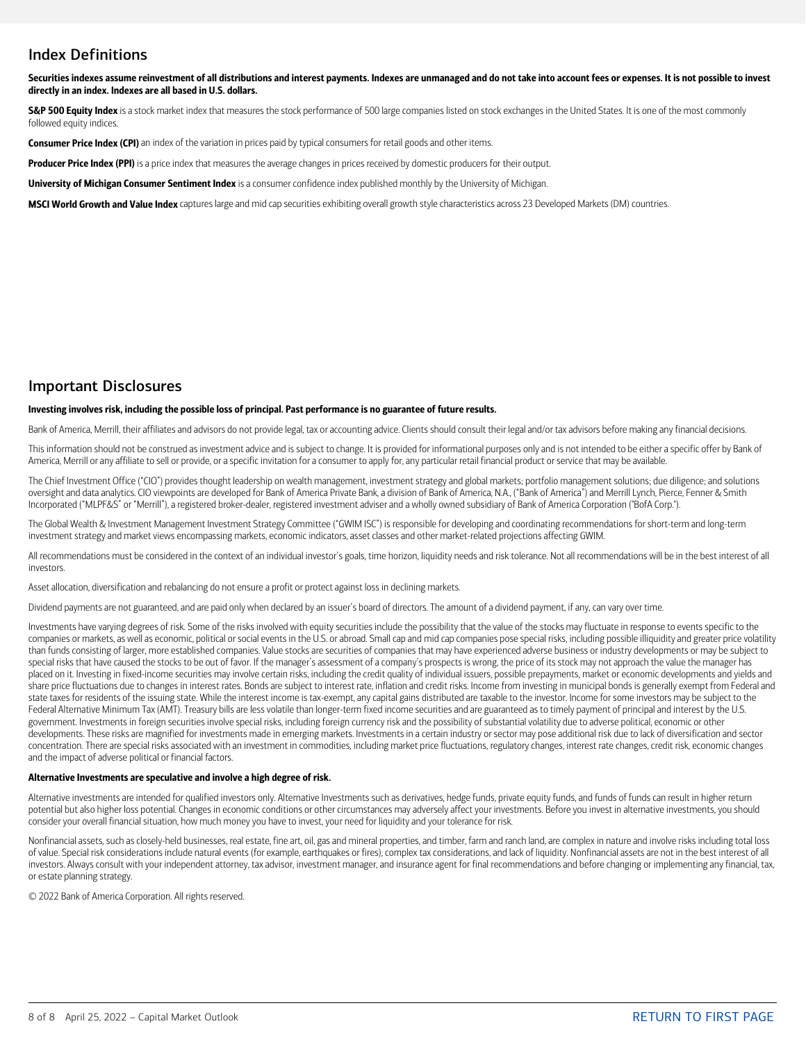## Index Definitions

**Securities indexes assume reinvestment of all distributions and interest payments. Indexes are unmanaged and do not take into account fees or expenses. It is not possible to invest directly in an index. Indexes are all based in U.S. dollars.**

**S&P 500 Equity Index** is a stock market index that measures the stock performance of 500 large companies listed on stock exchanges in the United States. It is one of the most commonly followed equity indices.

**Consumer Price Index (CPI)** an index of the variation in prices paid by typical consumers for retail goods and other items.

**Producer Price Index (PPI)** is a price index that measures the average changes in prices received by domestic producers for their output.

**University of Michigan Consumer Sentiment Index** is a consumer confidence index published monthly by the University of Michigan.

**MSCI World Growth and Value Index** captures large and mid cap securities exhibiting overall growth style characteristics across 23 Developed Markets (DM) countries.

## Important Disclosures

**Investing involves risk, including the possible loss of principal. Past performance is no guarantee of future results.**

Bank of America, Merrill, their affiliates and advisors do not provide legal, tax or accounting advice. Clients should consult their legal and/or tax advisors before making any financial decisions.

This information should not be construed as investment advice and is subject to change. It is provided for informational purposes only and is not intended to be either a specific offer by Bank of America, Merrill or any affiliate to sell or provide, or a specific invitation for a consumer to apply for, any particular retail financial product or service that may be available.

The Chief Investment Office ("CIO") provides thought leadership on wealth management, investment strategy and global markets; portfolio management solutions; due diligence; and solutions oversight and data analytics. CIO viewpoints are developed for Bank of America Private Bank, a division of Bank of America, N.A., ("Bank of America") and Merrill Lynch, Pierce, Fenner & Smith Incorporated ("MLPF&S" or "Merrill"), a registered broker-dealer, registered investment adviser and a wholly owned subsidiary of Bank of America Corporation ("BofA Corp.").

The Global Wealth & Investment Management Investment Strategy Committee ("GWIM ISC") is responsible for developing and coordinating recommendations for short-term and long-term investment strategy and market views encompassing markets, economic indicators, asset classes and other market-related projections affecting GWIM.

All recommendations must be considered in the context of an individual investor's goals, time horizon, liquidity needs and risk tolerance. Not all recommendations will be in the best interest of all investors.

Asset allocation, diversification and rebalancing do not ensure a profit or protect against loss in declining markets.

Dividend payments are not guaranteed, and are paid only when declared by an issuer's board of directors. The amount of a dividend payment, if any, can vary over time.

Investments have varying degrees of risk. Some of the risks involved with equity securities include the possibility that the value of the stocks may fluctuate in response to events specific to the companies or markets, as well as economic, political or social events in the U.S. or abroad. Small cap and mid cap companies pose special risks, including possible illiquidity and greater price volatility than funds consisting of larger, more established companies. Value stocks are securities of companies that may have experienced adverse business or industry developments or may be subject to special risks that have caused the stocks to be out of favor. If the manager's assessment of a company's prospects is wrong, the price of its stock may not approach the value the manager has placed on it. Investing in fixed-income securities may involve certain risks, including the credit quality of individual issuers, possible prepayments, market or economic developments and yields and share price fluctuations due to changes in interest rates. Bonds are subject to interest rate, inflation and credit risks. Income from investing in municipal bonds is generally exempt from Federal and state taxes for residents of the issuing state. While the interest income is tax-exempt, any capital gains distributed are taxable to the investor. Income for some investors may be subject to the Federal Alternative Minimum Tax (AMT). Treasury bills are less volatile than longer-term fixed income securities and are guaranteed as to timely payment of principal and interest by the U.S. government. Investments in foreign securities involve special risks, including foreign currency risk and the possibility of substantial volatility due to adverse political, economic or other developments. These risks are magnified for investments made in emerging markets. Investments in a certain industry or sector may pose additional risk due to lack of diversification and sector concentration. There are special risks associated with an investment in commodities, including market price fluctuations, regulatory changes, interest rate changes, credit risk, economic changes and the impact of adverse political or financial factors.

**Alternative Investments are speculative and involve a high degree of risk.**

Alternative investments are intended for qualified investors only. Alternative Investments such as derivatives, hedge funds, private equity funds, and funds of funds can result in higher return potential but also higher loss potential. Changes in economic conditions or other circumstances may adversely affect your investments. Before you invest in alternative investments, you should consider your overall financial situation, how much money you have to invest, your need for liquidity and your tolerance for risk.

Nonfinancial assets, such as closely-held businesses, real estate, fine art, oil, gas and mineral properties, and timber, farm and ranch land, are complex in nature and involve risks including total loss of value. Special risk considerations include natural events (for example, earthquakes or fires), complex tax considerations, and lack of liquidity. Nonfinancial assets are not in the best interest of all investors. Always consult with your independent attorney, tax advisor, investment manager, and insurance agent for final recommendations and before changing or implementing any financial, tax, or estate planning strategy.

© 2022 Bank of America Corporation. All rights reserved.